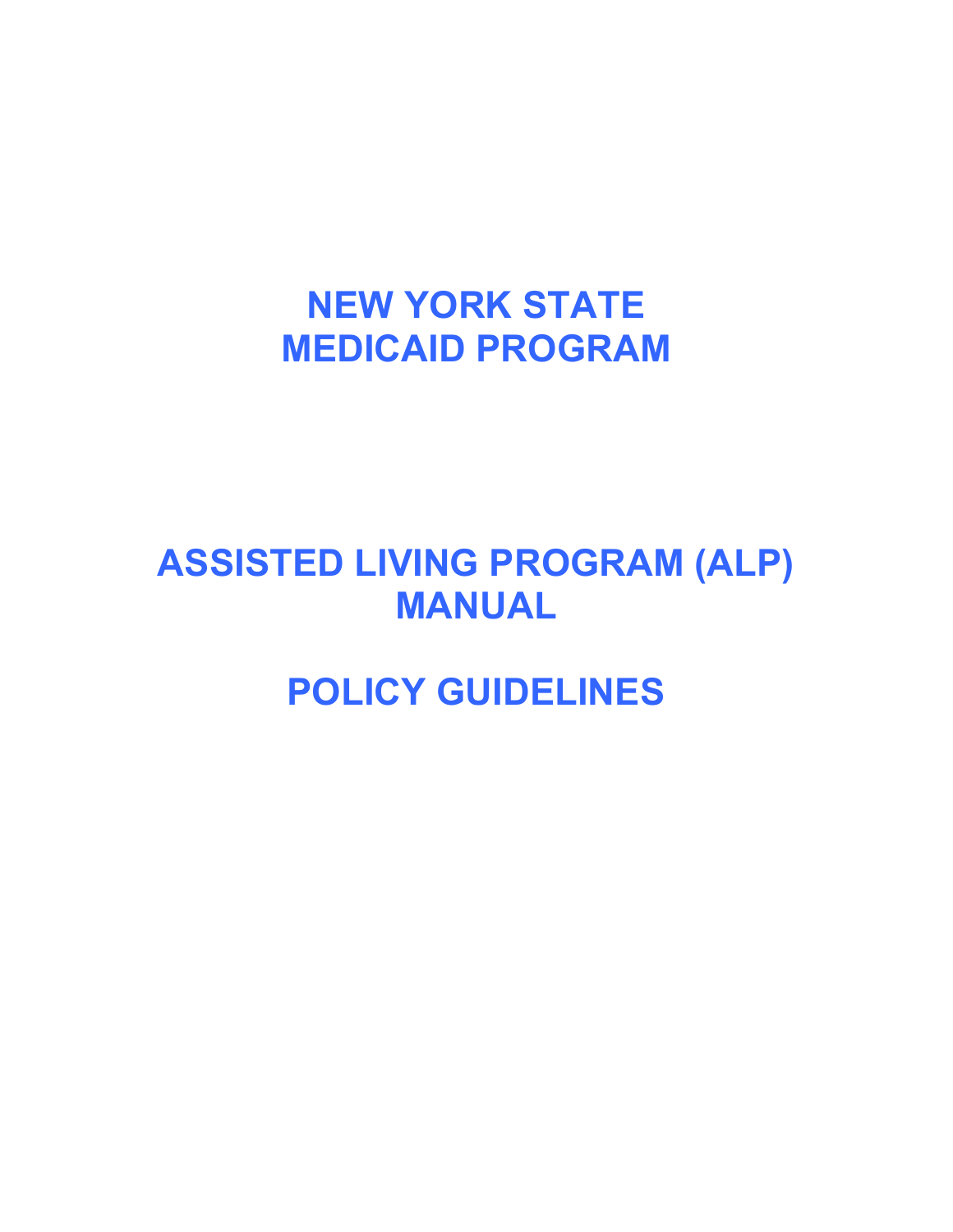# NEW YORK STATE
# MEDICAID PROGRAM

# ASSISTED LIVING PROGRAM (ALP) MANUAL

# POLICY GUIDELINES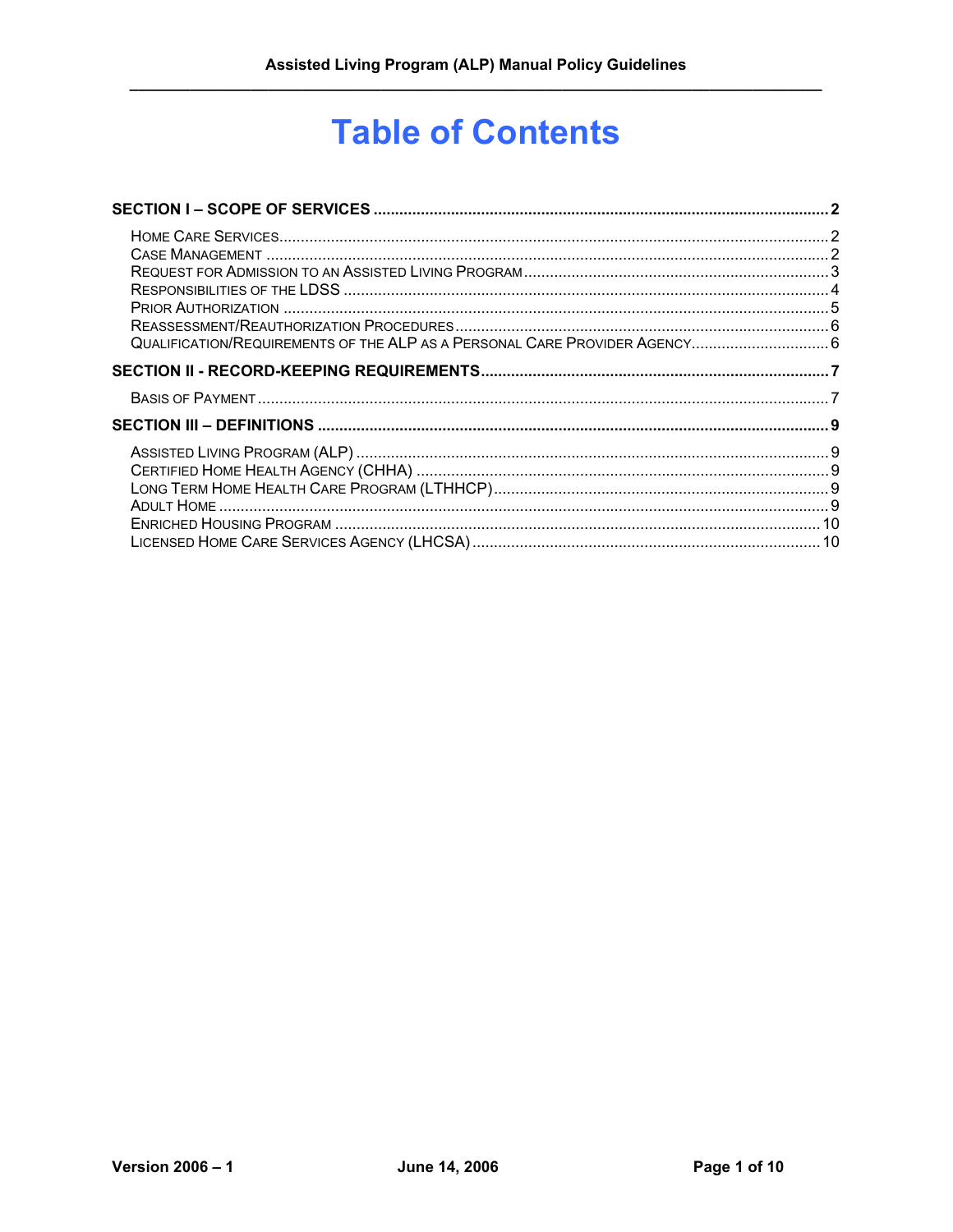# Table of Contents

**SECTION I – SCOPE OF SERVICES** .......... **2**

- Home Care Services .......... 2
- Case Management .......... 2
- Request for Admission to an Assisted Living Program .......... 3
- Responsibilities of the LDSS .......... 4
- Prior Authorization .......... 5
- Reassessment/Reauthorization Procedures .......... 6
- Qualification/Requirements of the ALP as a Personal Care Provider Agency .......... 6

**SECTION II - RECORD-KEEPING REQUIREMENTS** .......... **7**

- Basis of Payment .......... 7

**SECTION III – DEFINITIONS** .......... **9**

- Assisted Living Program (ALP) .......... 9
- Certified Home Health Agency (CHHA) .......... 9
- Long Term Home Health Care Program (LTHHCP) .......... 9
- Adult Home .......... 9
- Enriched Housing Program .......... 10
- Licensed Home Care Services Agency (LHCSA) .......... 10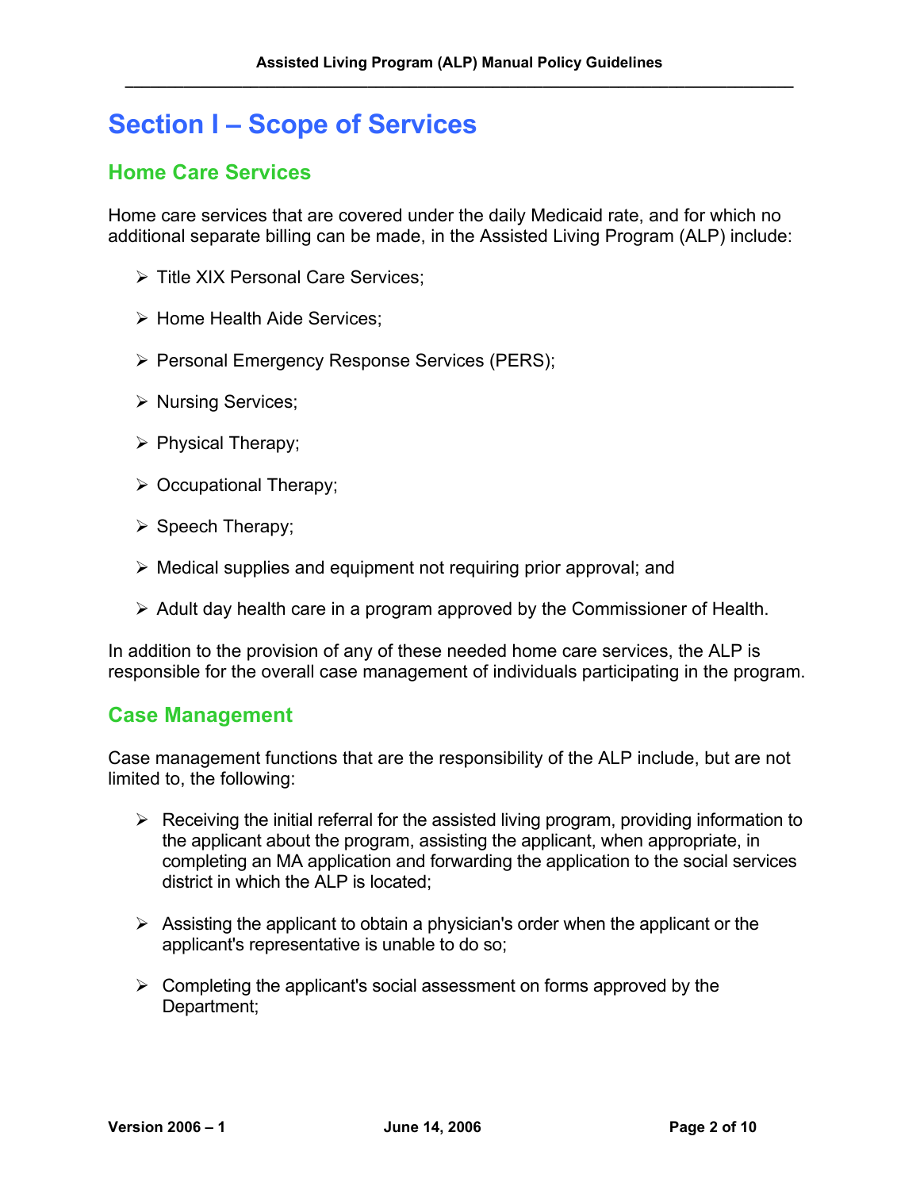# Section I – Scope of Services

## Home Care Services

Home care services that are covered under the daily Medicaid rate, and for which no additional separate billing can be made, in the Assisted Living Program (ALP) include:

- Title XIX Personal Care Services;
- Home Health Aide Services;
- Personal Emergency Response Services (PERS);
- Nursing Services;
- Physical Therapy;
- Occupational Therapy;
- Speech Therapy;
- Medical supplies and equipment not requiring prior approval; and
- Adult day health care in a program approved by the Commissioner of Health.

In addition to the provision of any of these needed home care services, the ALP is responsible for the overall case management of individuals participating in the program.

## Case Management

Case management functions that are the responsibility of the ALP include, but are not limited to, the following:

- Receiving the initial referral for the assisted living program, providing information to the applicant about the program, assisting the applicant, when appropriate, in completing an MA application and forwarding the application to the social services district in which the ALP is located;
- Assisting the applicant to obtain a physician's order when the applicant or the applicant's representative is unable to do so;
- Completing the applicant's social assessment on forms approved by the Department;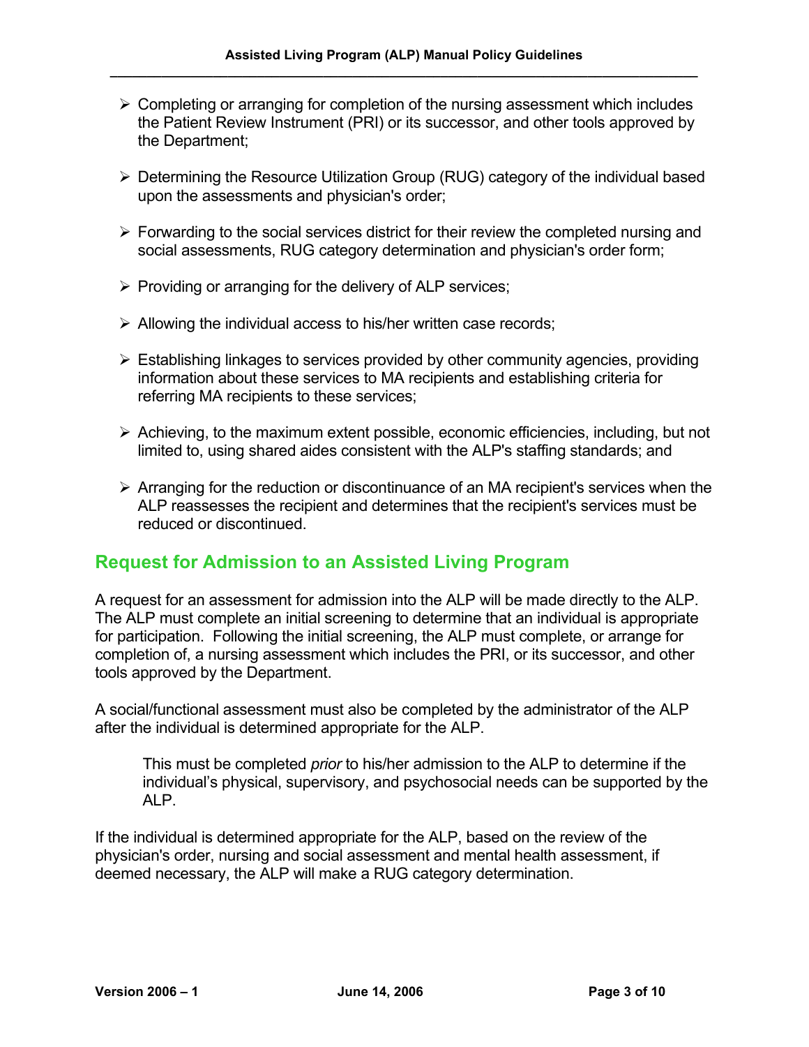- Completing or arranging for completion of the nursing assessment which includes the Patient Review Instrument (PRI) or its successor, and other tools approved by the Department;
- Determining the Resource Utilization Group (RUG) category of the individual based upon the assessments and physician's order;
- Forwarding to the social services district for their review the completed nursing and social assessments, RUG category determination and physician's order form;
- Providing or arranging for the delivery of ALP services;
- Allowing the individual access to his/her written case records;
- Establishing linkages to services provided by other community agencies, providing information about these services to MA recipients and establishing criteria for referring MA recipients to these services;
- Achieving, to the maximum extent possible, economic efficiencies, including, but not limited to, using shared aides consistent with the ALP's staffing standards; and
- Arranging for the reduction or discontinuance of an MA recipient's services when the ALP reassesses the recipient and determines that the recipient's services must be reduced or discontinued.

## Request for Admission to an Assisted Living Program

A request for an assessment for admission into the ALP will be made directly to the ALP. The ALP must complete an initial screening to determine that an individual is appropriate for participation. Following the initial screening, the ALP must complete, or arrange for completion of, a nursing assessment which includes the PRI, or its successor, and other tools approved by the Department.

A social/functional assessment must also be completed by the administrator of the ALP after the individual is determined appropriate for the ALP.

> This must be completed *prior* to his/her admission to the ALP to determine if the individual's physical, supervisory, and psychosocial needs can be supported by the ALP.

If the individual is determined appropriate for the ALP, based on the review of the physician's order, nursing and social assessment and mental health assessment, if deemed necessary, the ALP will make a RUG category determination.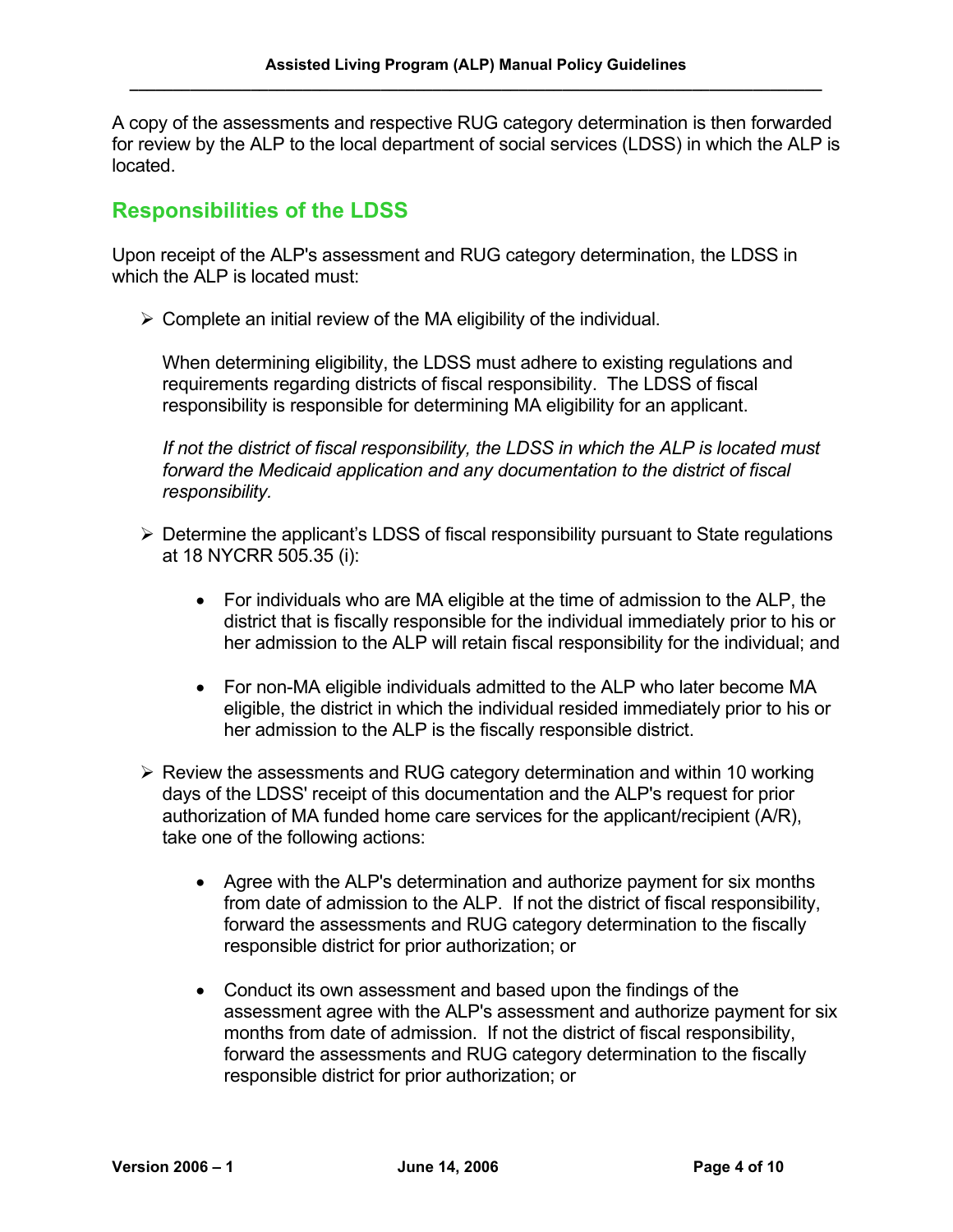A copy of the assessments and respective RUG category determination is then forwarded for review by the ALP to the local department of social services (LDSS) in which the ALP is located.

## Responsibilities of the LDSS

Upon receipt of the ALP's assessment and RUG category determination, the LDSS in which the ALP is located must:

- Complete an initial review of the MA eligibility of the individual.

  When determining eligibility, the LDSS must adhere to existing regulations and requirements regarding districts of fiscal responsibility. The LDSS of fiscal responsibility is responsible for determining MA eligibility for an applicant.

  *If not the district of fiscal responsibility, the LDSS in which the ALP is located must forward the Medicaid application and any documentation to the district of fiscal responsibility.*

- Determine the applicant's LDSS of fiscal responsibility pursuant to State regulations at 18 NYCRR 505.35 (i):

  - For individuals who are MA eligible at the time of admission to the ALP, the district that is fiscally responsible for the individual immediately prior to his or her admission to the ALP will retain fiscal responsibility for the individual; and

  - For non-MA eligible individuals admitted to the ALP who later become MA eligible, the district in which the individual resided immediately prior to his or her admission to the ALP is the fiscally responsible district.

- Review the assessments and RUG category determination and within 10 working days of the LDSS' receipt of this documentation and the ALP's request for prior authorization of MA funded home care services for the applicant/recipient (A/R), take one of the following actions:

  - Agree with the ALP's determination and authorize payment for six months from date of admission to the ALP. If not the district of fiscal responsibility, forward the assessments and RUG category determination to the fiscally responsible district for prior authorization; or

  - Conduct its own assessment and based upon the findings of the assessment agree with the ALP's assessment and authorize payment for six months from date of admission. If not the district of fiscal responsibility, forward the assessments and RUG category determination to the fiscally responsible district for prior authorization; or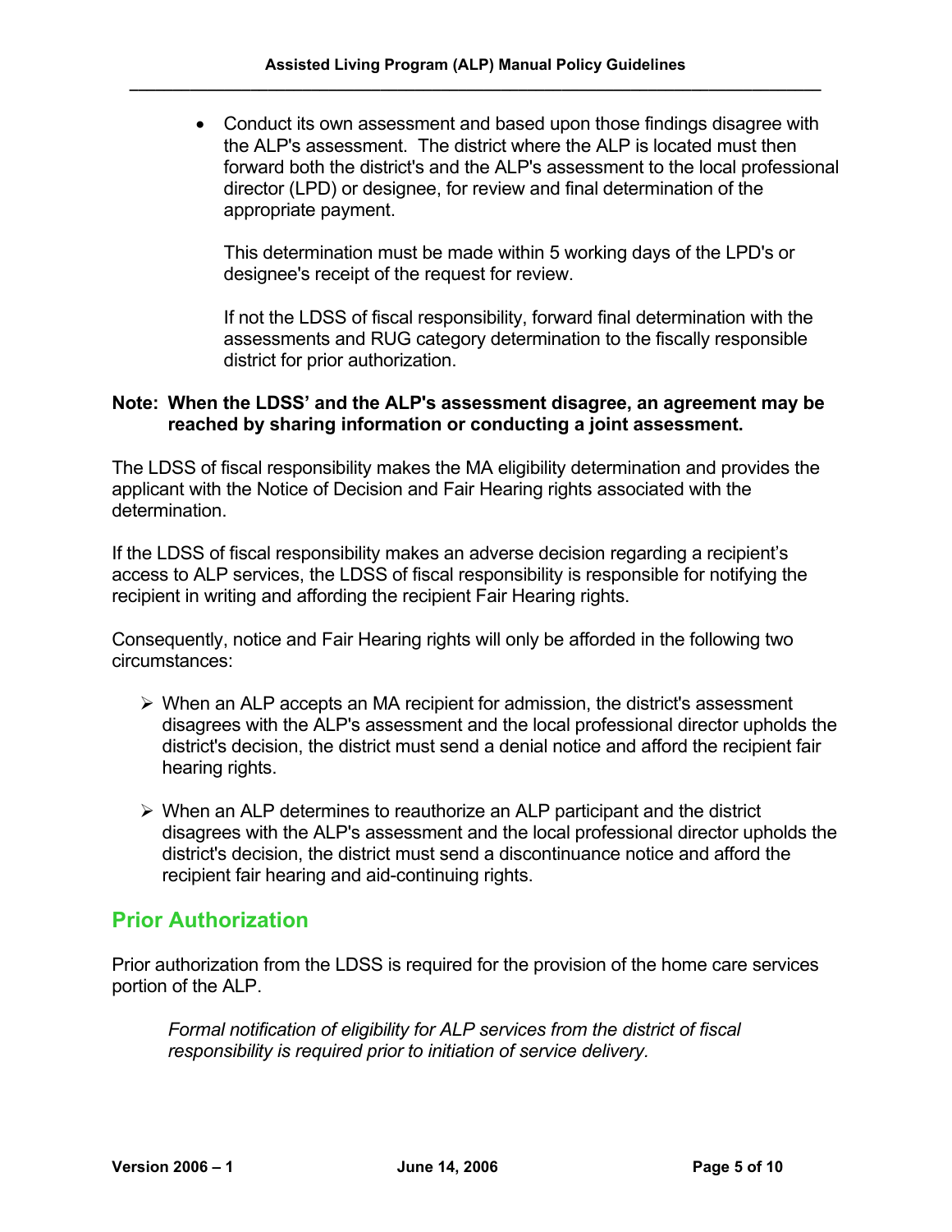- Conduct its own assessment and based upon those findings disagree with the ALP's assessment. The district where the ALP is located must then forward both the district's and the ALP's assessment to the local professional director (LPD) or designee, for review and final determination of the appropriate payment.

  This determination must be made within 5 working days of the LPD's or designee's receipt of the request for review.

  If not the LDSS of fiscal responsibility, forward final determination with the assessments and RUG category determination to the fiscally responsible district for prior authorization.

**Note: When the LDSS' and the ALP's assessment disagree, an agreement may be reached by sharing information or conducting a joint assessment.**

The LDSS of fiscal responsibility makes the MA eligibility determination and provides the applicant with the Notice of Decision and Fair Hearing rights associated with the determination.

If the LDSS of fiscal responsibility makes an adverse decision regarding a recipient's access to ALP services, the LDSS of fiscal responsibility is responsible for notifying the recipient in writing and affording the recipient Fair Hearing rights.

Consequently, notice and Fair Hearing rights will only be afforded in the following two circumstances:

- When an ALP accepts an MA recipient for admission, the district's assessment disagrees with the ALP's assessment and the local professional director upholds the district's decision, the district must send a denial notice and afford the recipient fair hearing rights.

- When an ALP determines to reauthorize an ALP participant and the district disagrees with the ALP's assessment and the local professional director upholds the district's decision, the district must send a discontinuance notice and afford the recipient fair hearing and aid-continuing rights.

## Prior Authorization

Prior authorization from the LDSS is required for the provision of the home care services portion of the ALP.

> *Formal notification of eligibility for ALP services from the district of fiscal responsibility is required prior to initiation of service delivery.*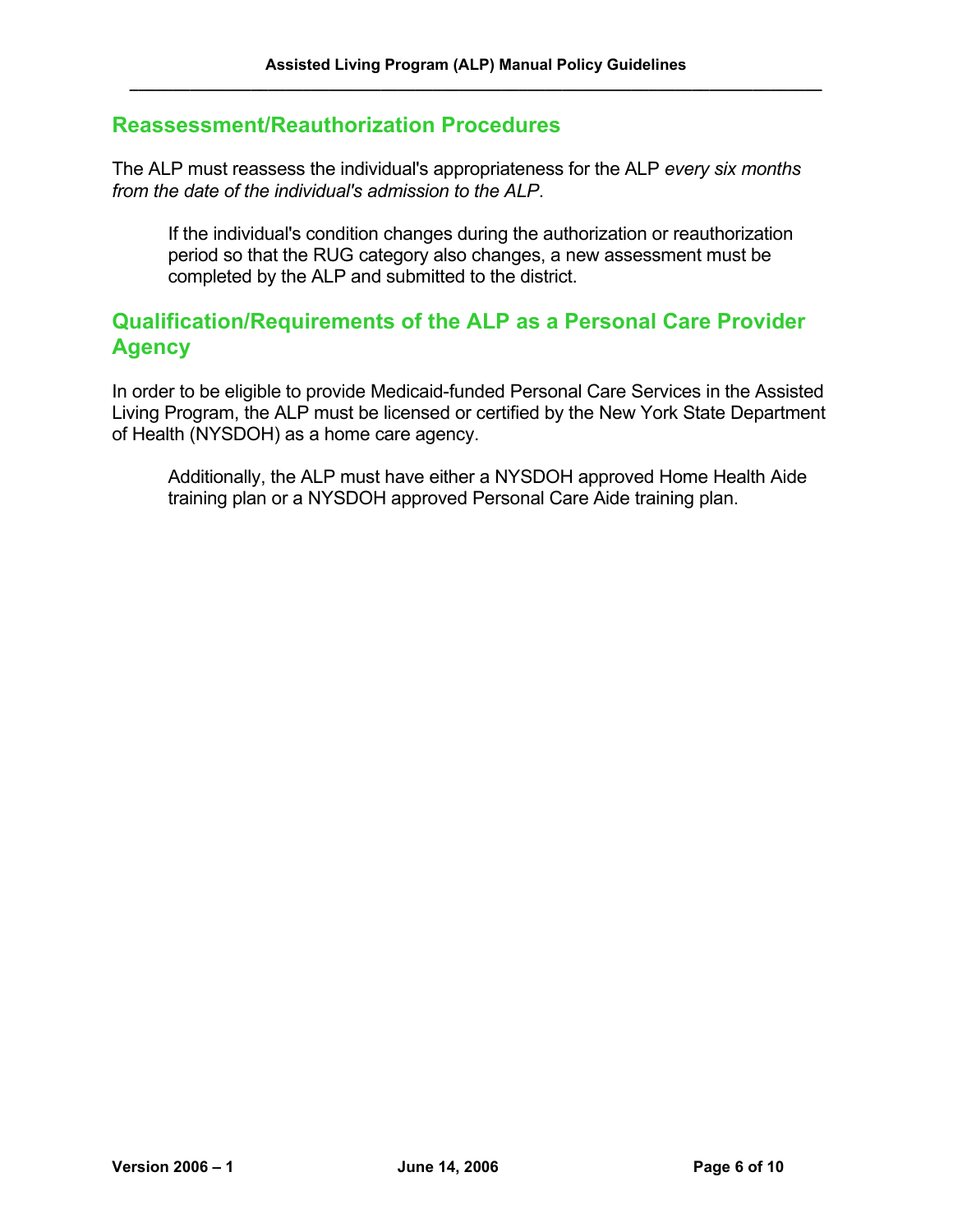## Reassessment/Reauthorization Procedures

The ALP must reassess the individual's appropriateness for the ALP *every six months from the date of the individual's admission to the ALP*.

> If the individual's condition changes during the authorization or reauthorization period so that the RUG category also changes, a new assessment must be completed by the ALP and submitted to the district.

## Qualification/Requirements of the ALP as a Personal Care Provider Agency

In order to be eligible to provide Medicaid-funded Personal Care Services in the Assisted Living Program, the ALP must be licensed or certified by the New York State Department of Health (NYSDOH) as a home care agency.

> Additionally, the ALP must have either a NYSDOH approved Home Health Aide training plan or a NYSDOH approved Personal Care Aide training plan.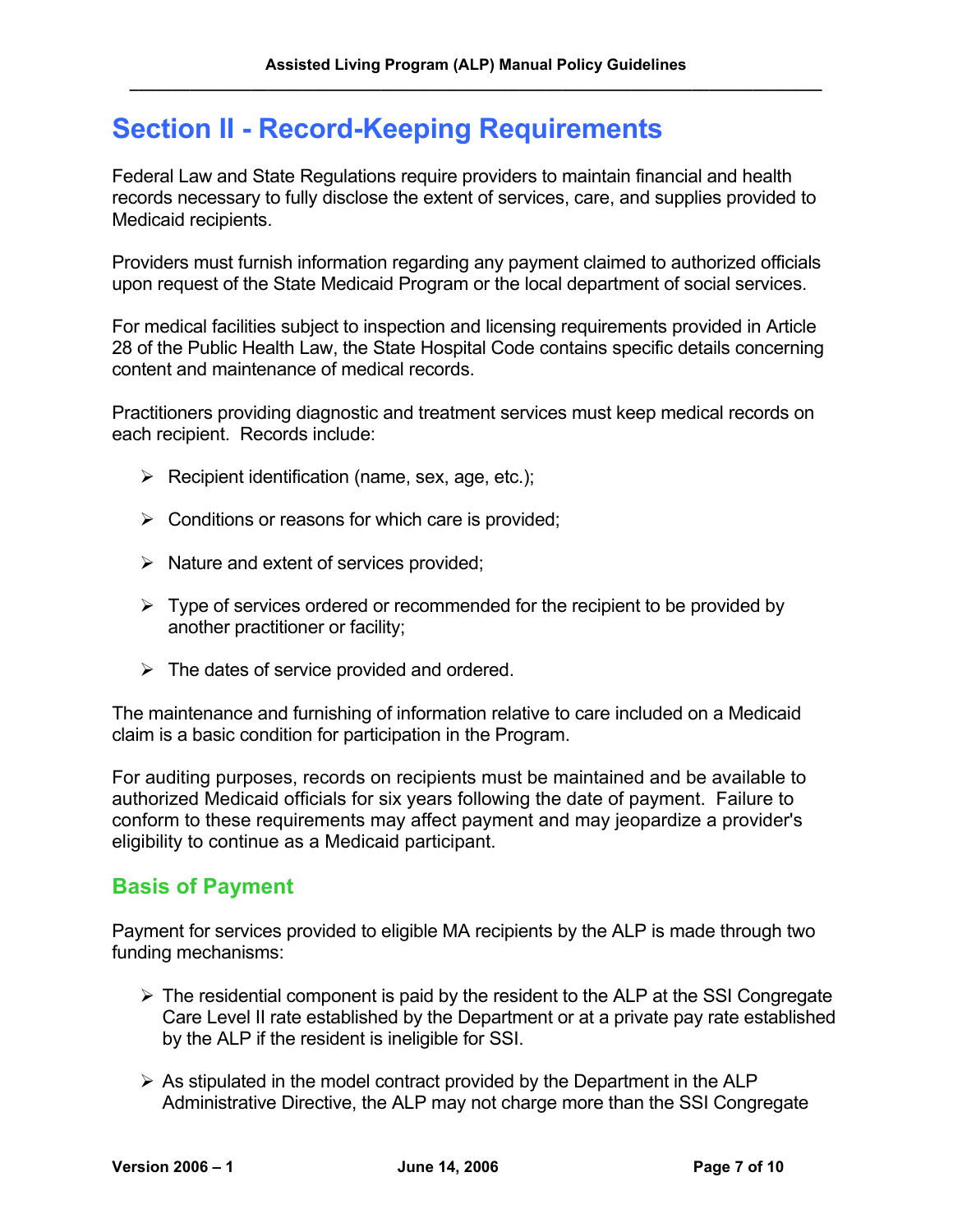# Section II - Record-Keeping Requirements

Federal Law and State Regulations require providers to maintain financial and health records necessary to fully disclose the extent of services, care, and supplies provided to Medicaid recipients.

Providers must furnish information regarding any payment claimed to authorized officials upon request of the State Medicaid Program or the local department of social services.

For medical facilities subject to inspection and licensing requirements provided in Article 28 of the Public Health Law, the State Hospital Code contains specific details concerning content and maintenance of medical records.

Practitioners providing diagnostic and treatment services must keep medical records on each recipient. Records include:

- Recipient identification (name, sex, age, etc.);
- Conditions or reasons for which care is provided;
- Nature and extent of services provided;
- Type of services ordered or recommended for the recipient to be provided by another practitioner or facility;
- The dates of service provided and ordered.

The maintenance and furnishing of information relative to care included on a Medicaid claim is a basic condition for participation in the Program.

For auditing purposes, records on recipients must be maintained and be available to authorized Medicaid officials for six years following the date of payment. Failure to conform to these requirements may affect payment and may jeopardize a provider's eligibility to continue as a Medicaid participant.

## Basis of Payment

Payment for services provided to eligible MA recipients by the ALP is made through two funding mechanisms:

- The residential component is paid by the resident to the ALP at the SSI Congregate Care Level II rate established by the Department or at a private pay rate established by the ALP if the resident is ineligible for SSI.
- As stipulated in the model contract provided by the Department in the ALP Administrative Directive, the ALP may not charge more than the SSI Congregate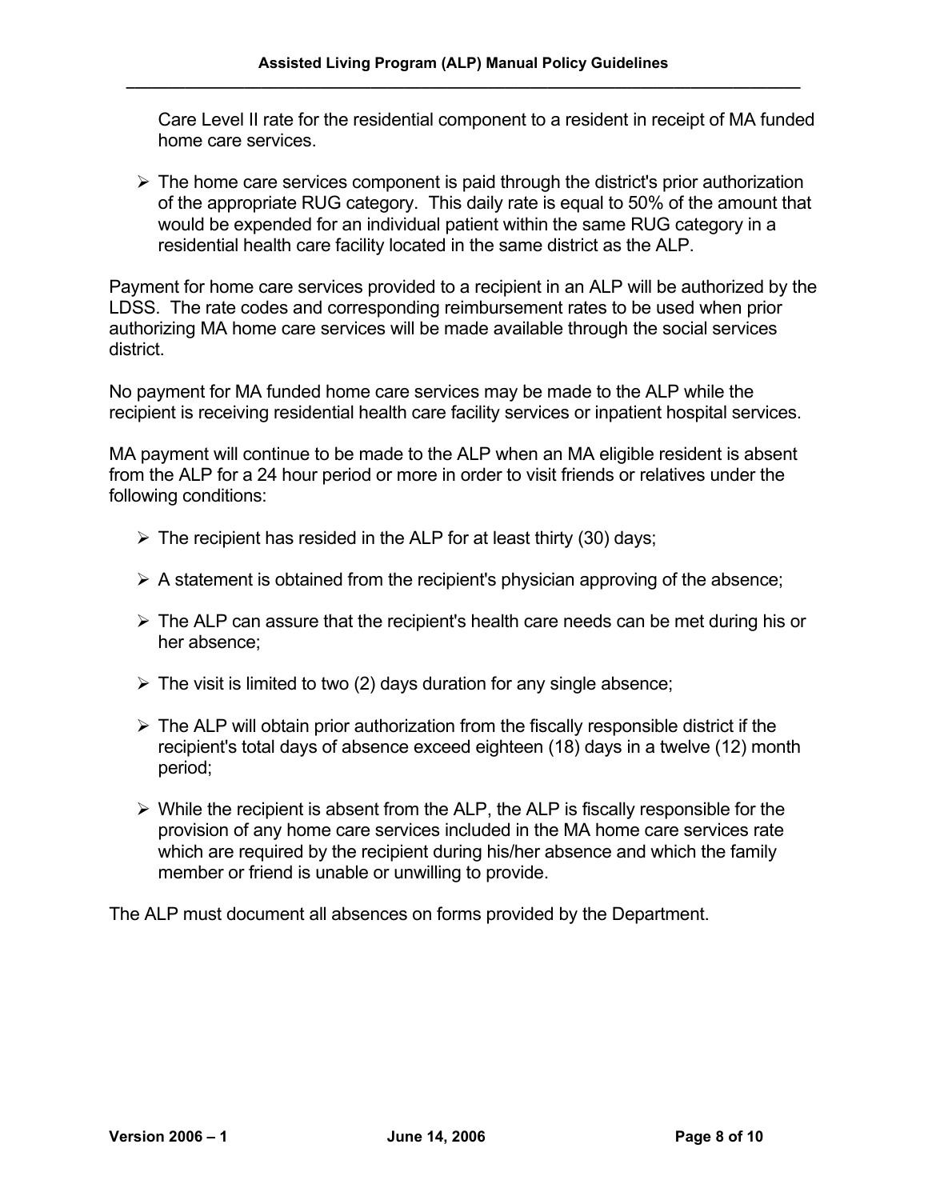Care Level II rate for the residential component to a resident in receipt of MA funded home care services.

- The home care services component is paid through the district's prior authorization of the appropriate RUG category. This daily rate is equal to 50% of the amount that would be expended for an individual patient within the same RUG category in a residential health care facility located in the same district as the ALP.

Payment for home care services provided to a recipient in an ALP will be authorized by the LDSS. The rate codes and corresponding reimbursement rates to be used when prior authorizing MA home care services will be made available through the social services district.

No payment for MA funded home care services may be made to the ALP while the recipient is receiving residential health care facility services or inpatient hospital services.

MA payment will continue to be made to the ALP when an MA eligible resident is absent from the ALP for a 24 hour period or more in order to visit friends or relatives under the following conditions:

- The recipient has resided in the ALP for at least thirty (30) days;
- A statement is obtained from the recipient's physician approving of the absence;
- The ALP can assure that the recipient's health care needs can be met during his or her absence;
- The visit is limited to two (2) days duration for any single absence;
- The ALP will obtain prior authorization from the fiscally responsible district if the recipient's total days of absence exceed eighteen (18) days in a twelve (12) month period;
- While the recipient is absent from the ALP, the ALP is fiscally responsible for the provision of any home care services included in the MA home care services rate which are required by the recipient during his/her absence and which the family member or friend is unable or unwilling to provide.

The ALP must document all absences on forms provided by the Department.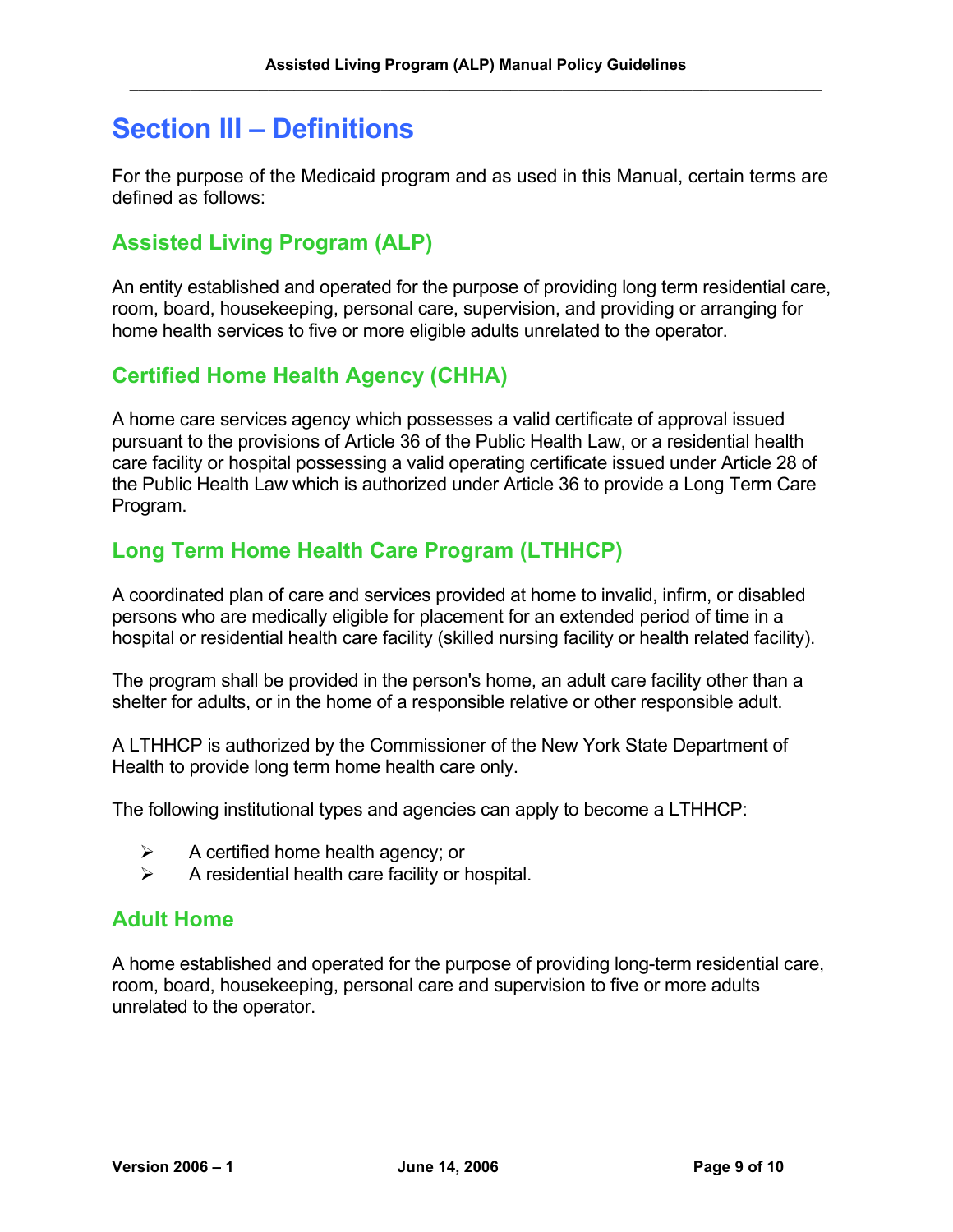# Section III – Definitions

For the purpose of the Medicaid program and as used in this Manual, certain terms are defined as follows:

## Assisted Living Program (ALP)

An entity established and operated for the purpose of providing long term residential care, room, board, housekeeping, personal care, supervision, and providing or arranging for home health services to five or more eligible adults unrelated to the operator.

## Certified Home Health Agency (CHHA)

A home care services agency which possesses a valid certificate of approval issued pursuant to the provisions of Article 36 of the Public Health Law, or a residential health care facility or hospital possessing a valid operating certificate issued under Article 28 of the Public Health Law which is authorized under Article 36 to provide a Long Term Care Program.

## Long Term Home Health Care Program (LTHHCP)

A coordinated plan of care and services provided at home to invalid, infirm, or disabled persons who are medically eligible for placement for an extended period of time in a hospital or residential health care facility (skilled nursing facility or health related facility).

The program shall be provided in the person's home, an adult care facility other than a shelter for adults, or in the home of a responsible relative or other responsible adult.

A LTHHCP is authorized by the Commissioner of the New York State Department of Health to provide long term home health care only.

The following institutional types and agencies can apply to become a LTHHCP:

- A certified home health agency; or
- A residential health care facility or hospital.

## Adult Home

A home established and operated for the purpose of providing long-term residential care, room, board, housekeeping, personal care and supervision to five or more adults unrelated to the operator.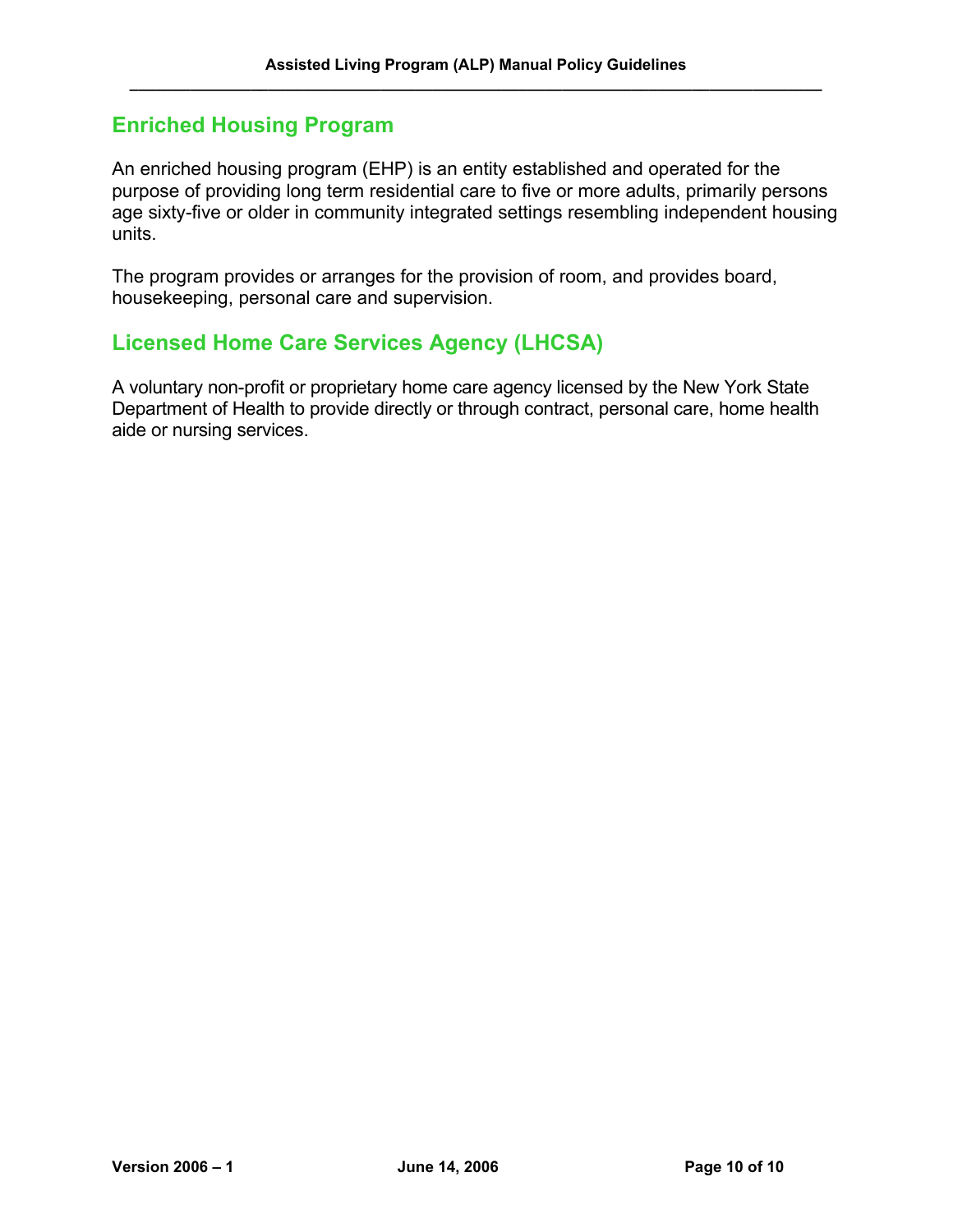## Enriched Housing Program

An enriched housing program (EHP) is an entity established and operated for the purpose of providing long term residential care to five or more adults, primarily persons age sixty-five or older in community integrated settings resembling independent housing units.

The program provides or arranges for the provision of room, and provides board, housekeeping, personal care and supervision.

## Licensed Home Care Services Agency (LHCSA)

A voluntary non-profit or proprietary home care agency licensed by the New York State Department of Health to provide directly or through contract, personal care, home health aide or nursing services.